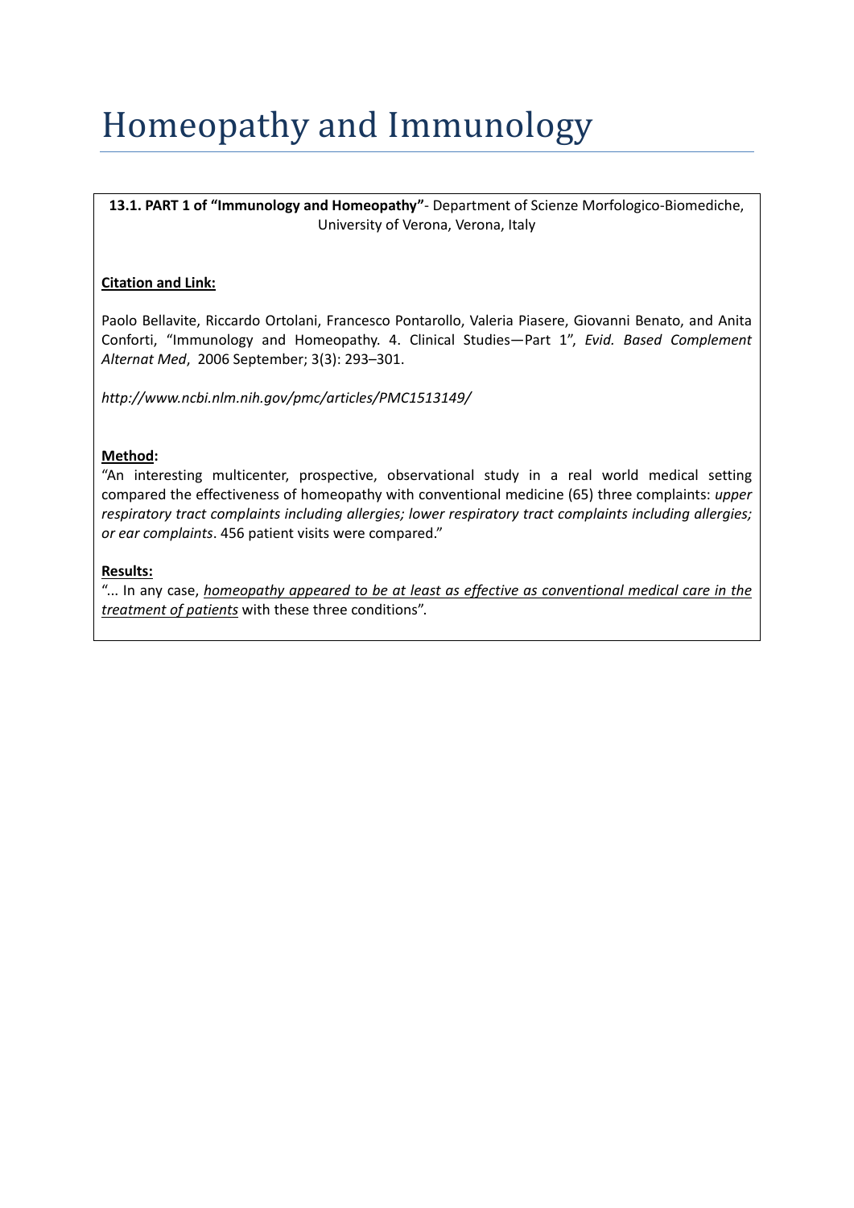# Homeopathy and Immunology

**13.1. PART 1 of "Immunology and Homeopathy"**- Department of Scienze Morfologico-Biomediche, University of Verona, Verona, Italy

**Citation and Link:**

Paolo Bellavite, Riccardo Ortolani, Francesco Pontarollo, Valeria Piasere, Giovanni Benato, and Anita Conforti, "Immunology and Homeopathy. 4. Clinical Studies—Part 1", *Evid. Based Complement Alternat Med*, 2006 September; 3(3): 293–301.

*http://www.ncbi.nlm.nih.gov/pmc/articles/PMC1513149/*

**Method:**

"An interesting multicenter, prospective, observational study in a real world medical setting compared the effectiveness of homeopathy with conventional medicine (65) three complaints: *upper respiratory tract complaints including allergies; lower respiratory tract complaints including allergies; or ear complaints*. 456 patient visits were compared."

**Results:**

"... In any case, *homeopathy appeared to be at least as effective as conventional medical care in the treatment of patients* with these three conditions".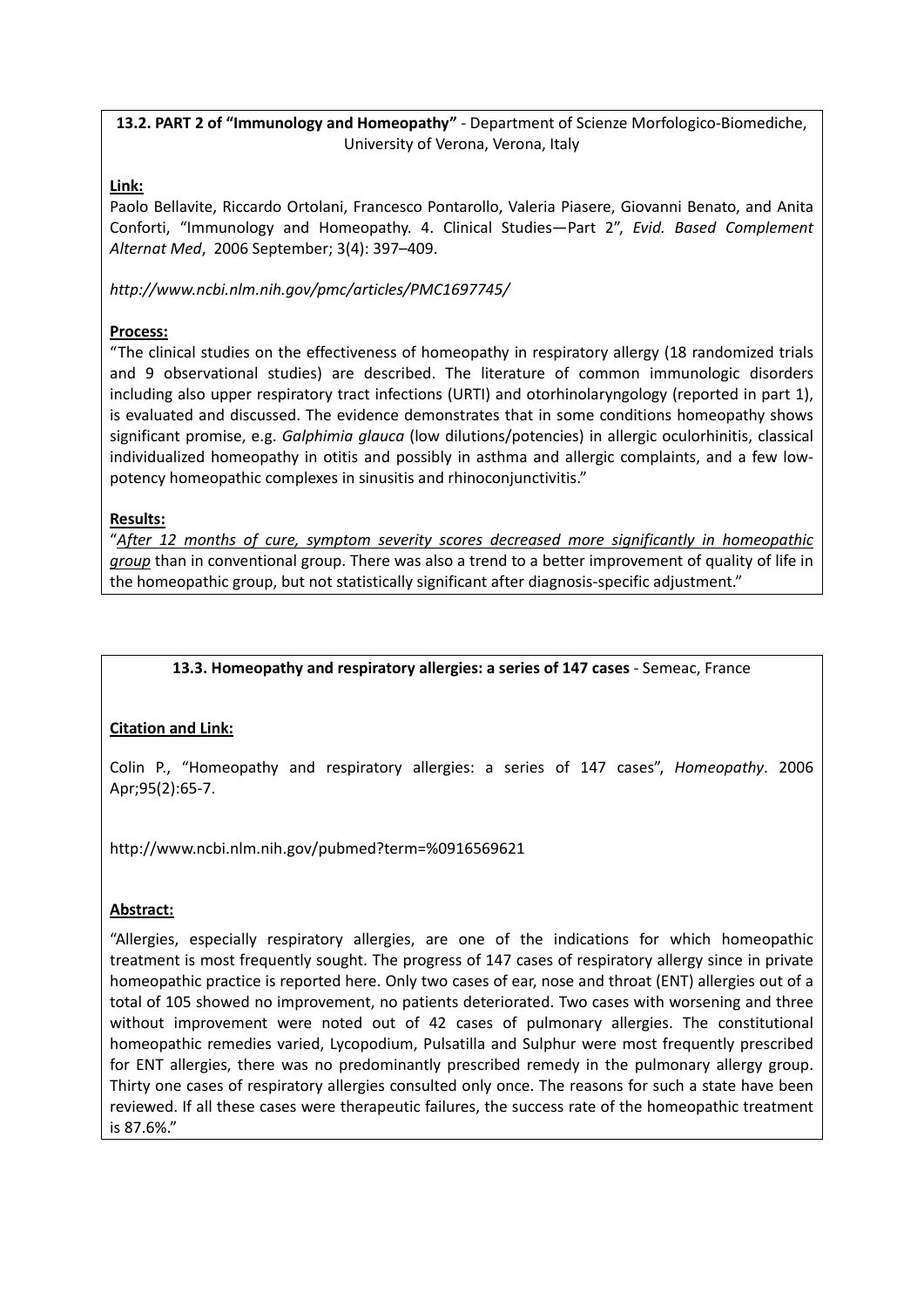**13.2. PART 2 of "Immunology and Homeopathy"** - Department of Scienze Morfologico-Biomediche, University of Verona, Verona, Italy

**Link:**

Paolo Bellavite, Riccardo Ortolani, Francesco Pontarollo, Valeria Piasere, Giovanni Benato, and Anita Conforti, "Immunology and Homeopathy. 4. Clinical Studies—Part 2", *Evid. Based Complement Alternat Med*, 2006 September; 3(4): 397–409.

*http://www.ncbi.nlm.nih.gov/pmc/articles/PMC1697745/*

**Process:**

"The clinical studies on the effectiveness of homeopathy in respiratory allergy (18 randomized trials and 9 observational studies) are described. The literature of common immunologic disorders including also upper respiratory tract infections (URTI) and otorhinolaryngology (reported in part 1), is evaluated and discussed. The evidence demonstrates that in some conditions homeopathy shows significant promise, e.g. *Galphimia glauca* (low dilutions/potencies) in allergic oculorhinitis, classical individualized homeopathy in otitis and possibly in asthma and allergic complaints, and a few low-potency homeopathic complexes in sinusitis and rhinoconjunctivitis."

**Results:**

"*After 12 months of cure, symptom severity scores decreased more significantly in homeopathic group* than in conventional group. There was also a trend to a better improvement of quality of life in the homeopathic group, but not statistically significant after diagnosis-specific adjustment."

**13.3. Homeopathy and respiratory allergies: a series of 147 cases** - Semeac, France

**Citation and Link:**

Colin P., "Homeopathy and respiratory allergies: a series of 147 cases", *Homeopathy*. 2006 Apr;95(2):65-7.

http://www.ncbi.nlm.nih.gov/pubmed?term=%0916569621

**Abstract:**

"Allergies, especially respiratory allergies, are one of the indications for which homeopathic treatment is most frequently sought. The progress of 147 cases of respiratory allergy since in private homeopathic practice is reported here. Only two cases of ear, nose and throat (ENT) allergies out of a total of 105 showed no improvement, no patients deteriorated. Two cases with worsening and three without improvement were noted out of 42 cases of pulmonary allergies. The constitutional homeopathic remedies varied, Lycopodium, Pulsatilla and Sulphur were most frequently prescribed for ENT allergies, there was no predominantly prescribed remedy in the pulmonary allergy group. Thirty one cases of respiratory allergies consulted only once. The reasons for such a state have been reviewed. If all these cases were therapeutic failures, the success rate of the homeopathic treatment is 87.6%."